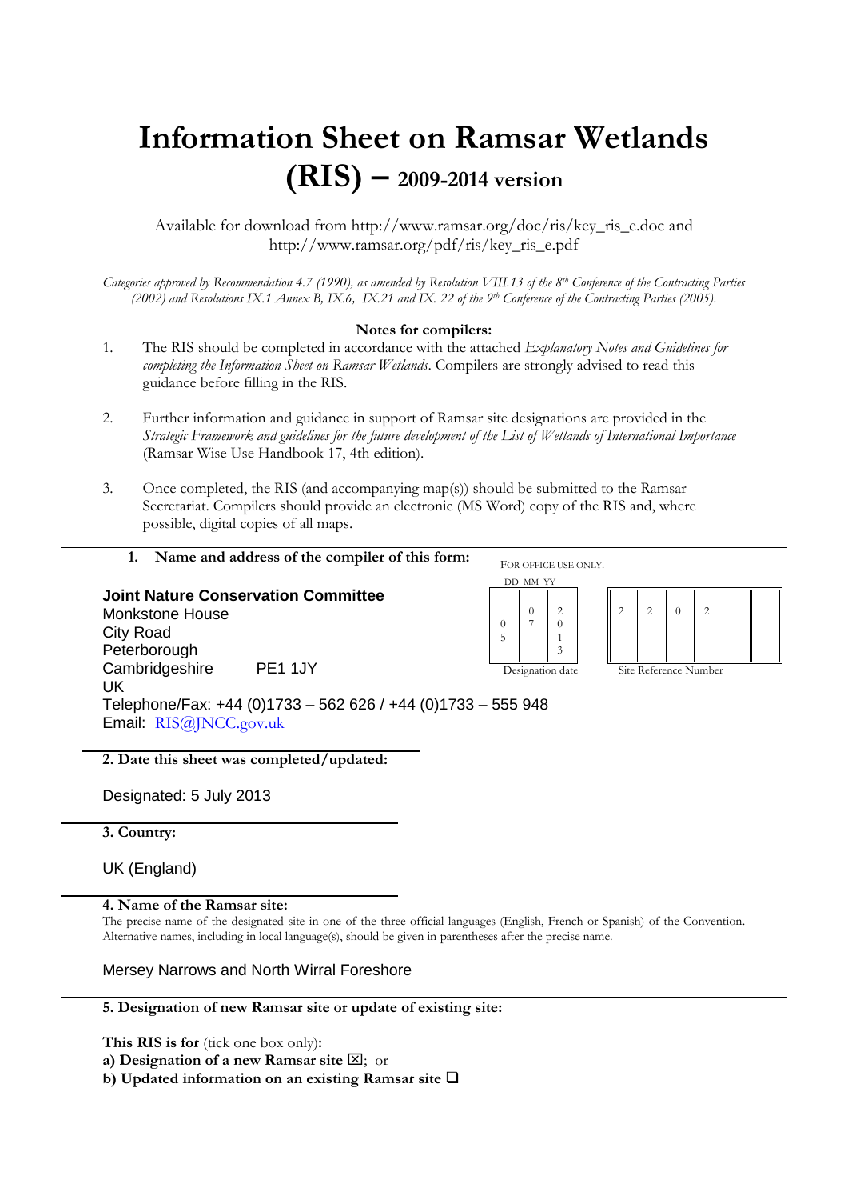# Information Sheet on Ramsar Wetlands (RIS) – 2009-2014 version

Available for download from http://www.ramsar.org/doc/ris/key_ris_e.doc and http://www.ramsar.org/pdf/ris/key_ris_e.pdf

*Categories approved by Recommendation 4.7 (1990), as amended by Resolution VIII.13 of the 8th Conference of the Contracting Parties (2002) and Resolutions IX.1 Annex B, IX.6, IX.21 and IX. 22 of the 9th Conference of the Contracting Parties (2005).*

**Notes for compilers:**

1. The RIS should be completed in accordance with the attached *Explanatory Notes and Guidelines for completing the Information Sheet on Ramsar Wetlands*. Compilers are strongly advised to read this guidance before filling in the RIS.
2. Further information and guidance in support of Ramsar site designations are provided in the *Strategic Framework and guidelines for the future development of the List of Wetlands of International Importance* (Ramsar Wise Use Handbook 17, 4th edition).
3. Once completed, the RIS (and accompanying map(s)) should be submitted to the Ramsar Secretariat. Compilers should provide an electronic (MS Word) copy of the RIS and, where possible, digital copies of all maps.

**1. Name and address of the compiler of this form:**

FOR OFFICE USE ONLY.

| DD | MM | YY |
|---|---|---|
| 05 | 07 | 2013 |

Designation date

| 2 | 2 | 0 | 2 | | |
|---|---|---|---|---|---|

Site Reference Number

**Joint Nature Conservation Committee**
Monkstone House
City Road
Peterborough
Cambridgeshire PE1 1JY
UK
Telephone/Fax: +44 (0)1733 – 562 626 / +44 (0)1733 – 555 948
Email: RIS@JNCC.gov.uk

**2. Date this sheet was completed/updated:**

Designated: 5 July 2013

**3. Country:**

UK (England)

**4. Name of the Ramsar site:**

The precise name of the designated site in one of the three official languages (English, French or Spanish) of the Convention. Alternative names, including in local language(s), should be given in parentheses after the precise name.

Mersey Narrows and North Wirral Foreshore

**5. Designation of new Ramsar site or update of existing site:**

**This RIS is for** (tick one box only)**:**

**a) Designation of a new Ramsar site** ☒; or

**b) Updated information on an existing Ramsar site** ❑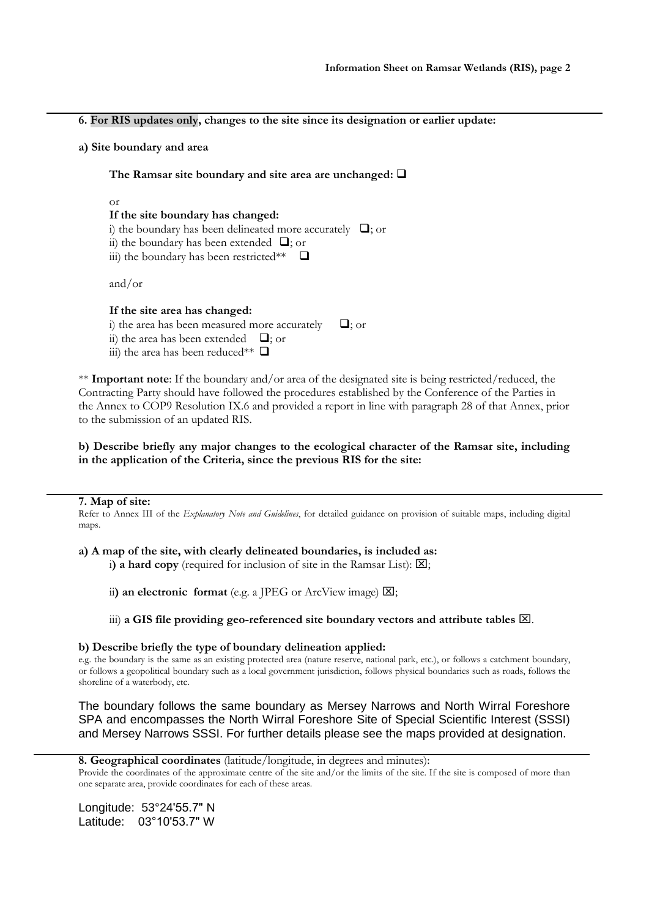**6. For RIS updates only, changes to the site since its designation or earlier update:**

**a) Site boundary and area**

**The Ramsar site boundary and site area are unchanged:** ☐

or

**If the site boundary has changed:**

i) the boundary has been delineated more accurately ☐; or
ii) the boundary has been extended ☐; or
iii) the boundary has been restricted** ☐

and/or

**If the site area has changed:**

i) the area has been measured more accurately ☐; or
ii) the area has been extended ☐; or
iii) the area has been reduced** ☐

** **Important note**: If the boundary and/or area of the designated site is being restricted/reduced, the Contracting Party should have followed the procedures established by the Conference of the Parties in the Annex to COP9 Resolution IX.6 and provided a report in line with paragraph 28 of that Annex, prior to the submission of an updated RIS.

**b) Describe briefly any major changes to the ecological character of the Ramsar site, including in the application of the Criteria, since the previous RIS for the site:**

**7. Map of site:**

Refer to Annex III of the *Explanatory Note and Guidelines*, for detailed guidance on provision of suitable maps, including digital maps.

**a) A map of the site, with clearly delineated boundaries, is included as:**

i**) a hard copy** (required for inclusion of site in the Ramsar List): ☒;

ii**) an electronic format** (e.g. a JPEG or ArcView image) ☒;

iii) **a GIS file providing geo-referenced site boundary vectors and attribute tables** ☒.

**b) Describe briefly the type of boundary delineation applied:**

e.g. the boundary is the same as an existing protected area (nature reserve, national park, etc.), or follows a catchment boundary, or follows a geopolitical boundary such as a local government jurisdiction, follows physical boundaries such as roads, follows the shoreline of a waterbody, etc.

The boundary follows the same boundary as Mersey Narrows and North Wirral Foreshore SPA and encompasses the North Wirral Foreshore Site of Special Scientific Interest (SSSI) and Mersey Narrows SSSI. For further details please see the maps provided at designation.

**8. Geographical coordinates** (latitude/longitude, in degrees and minutes):

Provide the coordinates of the approximate centre of the site and/or the limits of the site. If the site is composed of more than one separate area, provide coordinates for each of these areas.

Longitude: 53°24'55.7" N
Latitude: 03°10'53.7" W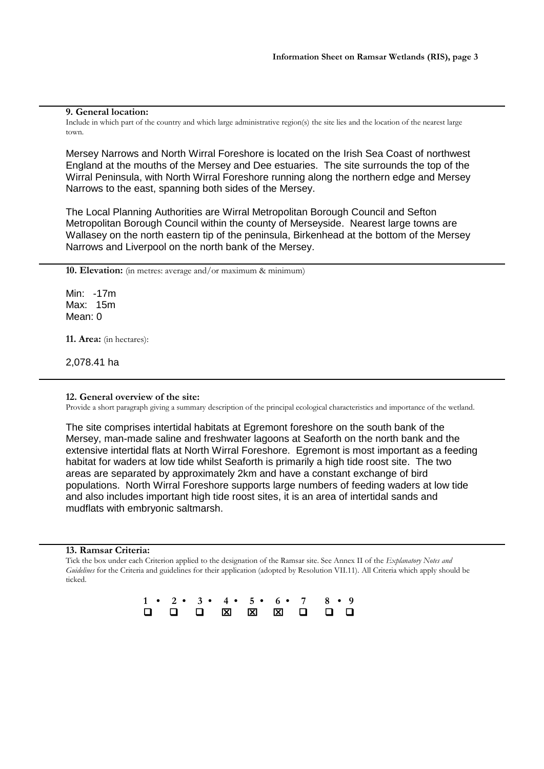**9. General location:**

Include in which part of the country and which large administrative region(s) the site lies and the location of the nearest large town.

Mersey Narrows and North Wirral Foreshore is located on the Irish Sea Coast of northwest England at the mouths of the Mersey and Dee estuaries. The site surrounds the top of the Wirral Peninsula, with North Wirral Foreshore running along the northern edge and Mersey Narrows to the east, spanning both sides of the Mersey.

The Local Planning Authorities are Wirral Metropolitan Borough Council and Sefton Metropolitan Borough Council within the county of Merseyside. Nearest large towns are Wallasey on the north eastern tip of the peninsula, Birkenhead at the bottom of the Mersey Narrows and Liverpool on the north bank of the Mersey.

**10. Elevation:** (in metres: average and/or maximum & minimum)

Min: -17m
Max: 15m
Mean: 0

**11. Area:** (in hectares):

2,078.41 ha

**12. General overview of the site:**

Provide a short paragraph giving a summary description of the principal ecological characteristics and importance of the wetland.

The site comprises intertidal habitats at Egremont foreshore on the south bank of the Mersey, man-made saline and freshwater lagoons at Seaforth on the north bank and the extensive intertidal flats at North Wirral Foreshore. Egremont is most important as a feeding habitat for waders at low tide whilst Seaforth is primarily a high tide roost site. The two areas are separated by approximately 2km and have a constant exchange of bird populations. North Wirral Foreshore supports large numbers of feeding waders at low tide and also includes important high tide roost sites, it is an area of intertidal sands and mudflats with embryonic saltmarsh.

**13. Ramsar Criteria:**

Tick the box under each Criterion applied to the designation of the Ramsar site. See Annex II of the *Explanatory Notes and Guidelines* for the Criteria and guidelines for their application (adopted by Resolution VII.11). All Criteria which apply should be ticked.

| 1 | 2 | 3 | 4 | 5 | 6 | 7 | 8 | 9 |
|---|---|---|---|---|---|---|---|---|
| ☐ | ☐ | ☐ | ☒ | ☒ | ☒ | ☐ | ☐ | ☐ |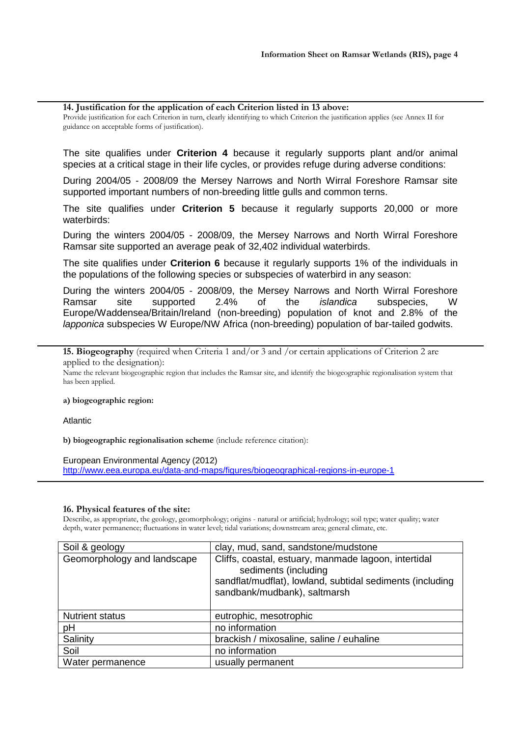**14. Justification for the application of each Criterion listed in 13 above:**

Provide justification for each Criterion in turn, clearly identifying to which Criterion the justification applies (see Annex II for guidance on acceptable forms of justification).

The site qualifies under **Criterion 4** because it regularly supports plant and/or animal species at a critical stage in their life cycles, or provides refuge during adverse conditions:

During 2004/05 - 2008/09 the Mersey Narrows and North Wirral Foreshore Ramsar site supported important numbers of non-breeding little gulls and common terns.

The site qualifies under **Criterion 5** because it regularly supports 20,000 or more waterbirds:

During the winters 2004/05 - 2008/09, the Mersey Narrows and North Wirral Foreshore Ramsar site supported an average peak of 32,402 individual waterbirds.

The site qualifies under **Criterion 6** because it regularly supports 1% of the individuals in the populations of the following species or subspecies of waterbird in any season:

During the winters 2004/05 - 2008/09, the Mersey Narrows and North Wirral Foreshore Ramsar site supported 2.4% of the *islandica* subspecies, W Europe/Waddensea/Britain/Ireland (non-breeding) population of knot and 2.8% of the *lapponica* subspecies W Europe/NW Africa (non-breeding) population of bar-tailed godwits.

**15. Biogeography** (required when Criteria 1 and/or 3 and /or certain applications of Criterion 2 are applied to the designation):

Name the relevant biogeographic region that includes the Ramsar site, and identify the biogeographic regionalisation system that has been applied.

**a) biogeographic region:**

Atlantic

**b) biogeographic regionalisation scheme** (include reference citation):

European Environmental Agency (2012)
http://www.eea.europa.eu/data-and-maps/figures/biogeographical-regions-in-europe-1

**16. Physical features of the site:**

Describe, as appropriate, the geology, geomorphology; origins - natural or artificial; hydrology; soil type; water quality; water depth, water permanence; fluctuations in water level; tidal variations; downstream area; general climate, etc.

| Soil & geology | clay, mud, sand, sandstone/mudstone |
|---|---|
| Geomorphology and landscape | Cliffs, coastal, estuary, manmade lagoon, intertidal sediments (including sandflat/mudflat), lowland, subtidal sediments (including sandbank/mudbank), saltmarsh |
| Nutrient status | eutrophic, mesotrophic |
| pH | no information |
| Salinity | brackish / mixosaline, saline / euhaline |
| Soil | no information |
| Water permanence | usually permanent |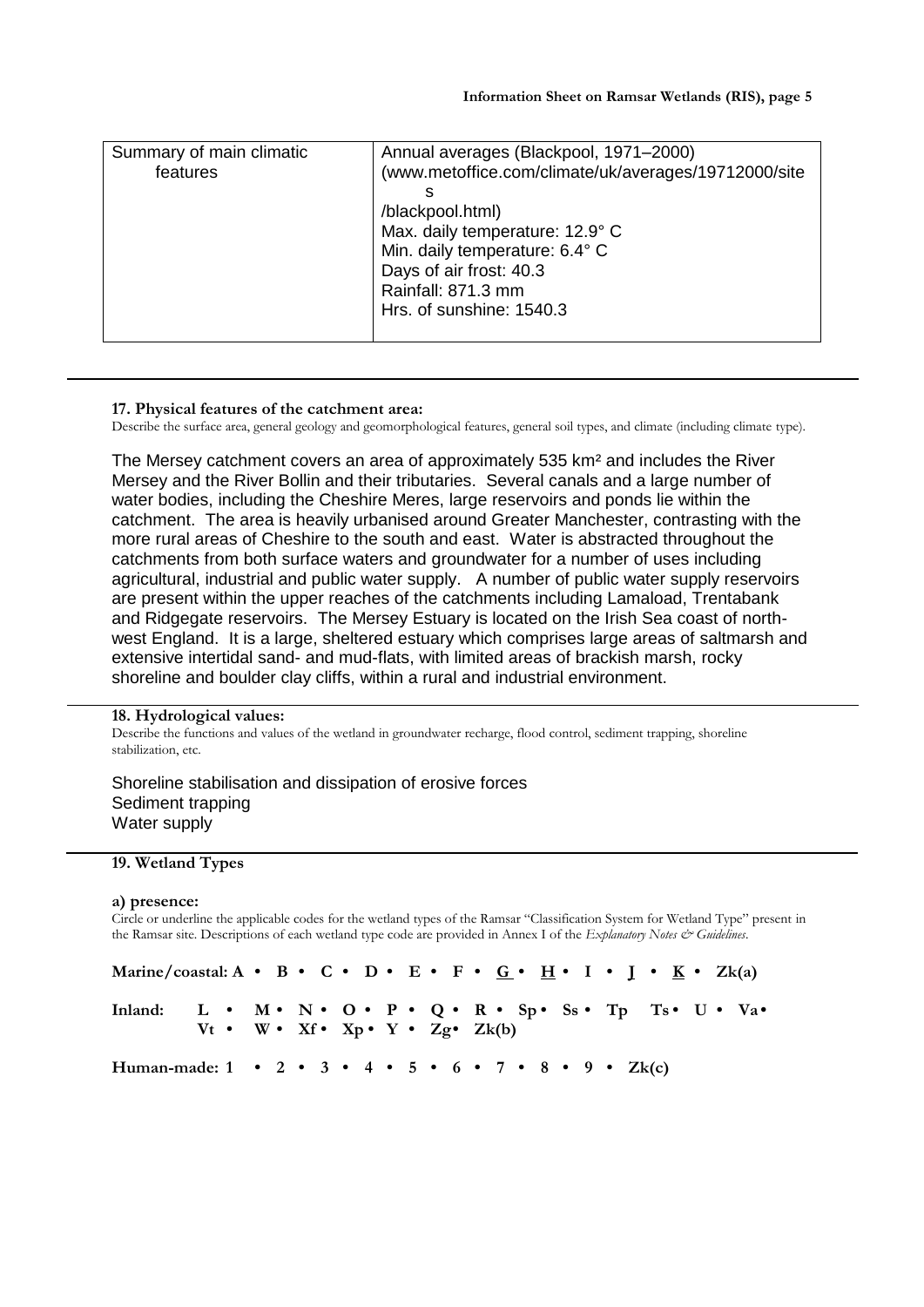| Summary of main climatic features | Annual averages (Blackpool, 1971–2000) (www.metoffice.com/climate/uk/averages/19712000/sites /blackpool.html) Max. daily temperature: 12.9° C Min. daily temperature: 6.4° C Days of air frost: 40.3 Rainfall: 871.3 mm Hrs. of sunshine: 1540.3 |
|---|---|

**17. Physical features of the catchment area:**

Describe the surface area, general geology and geomorphological features, general soil types, and climate (including climate type).

The Mersey catchment covers an area of approximately 535 km² and includes the River Mersey and the River Bollin and their tributaries. Several canals and a large number of water bodies, including the Cheshire Meres, large reservoirs and ponds lie within the catchment. The area is heavily urbanised around Greater Manchester, contrasting with the more rural areas of Cheshire to the south and east. Water is abstracted throughout the catchments from both surface waters and groundwater for a number of uses including agricultural, industrial and public water supply. A number of public water supply reservoirs are present within the upper reaches of the catchments including Lamaload, Trentabank and Ridgegate reservoirs. The Mersey Estuary is located on the Irish Sea coast of north-west England. It is a large, sheltered estuary which comprises large areas of saltmarsh and extensive intertidal sand- and mud-flats, with limited areas of brackish marsh, rocky shoreline and boulder clay cliffs, within a rural and industrial environment.

**18. Hydrological values:**

Describe the functions and values of the wetland in groundwater recharge, flood control, sediment trapping, shoreline stabilization, etc.

Shoreline stabilisation and dissipation of erosive forces
Sediment trapping
Water supply

**19. Wetland Types**

**a) presence:**

Circle or underline the applicable codes for the wetland types of the Ramsar "Classification System for Wetland Type" present in the Ramsar site. Descriptions of each wetland type code are provided in Annex I of the *Explanatory Notes & Guidelines*.

**Marine/coastal: A • B • C • D • E • F • <u>G</u> • <u>H</u> • I • <u>J</u> • <u>K</u> • Zk(a)**

**Inland: L • M • N • O • P • Q • R • Sp • Ss • Tp Ts • U • Va • Vt • W • Xf • Xp • Y • Zg • Zk(b)**

**Human-made: 1 • 2 • 3 • 4 • 5 • 6 • 7 • 8 • 9 • Zk(c)**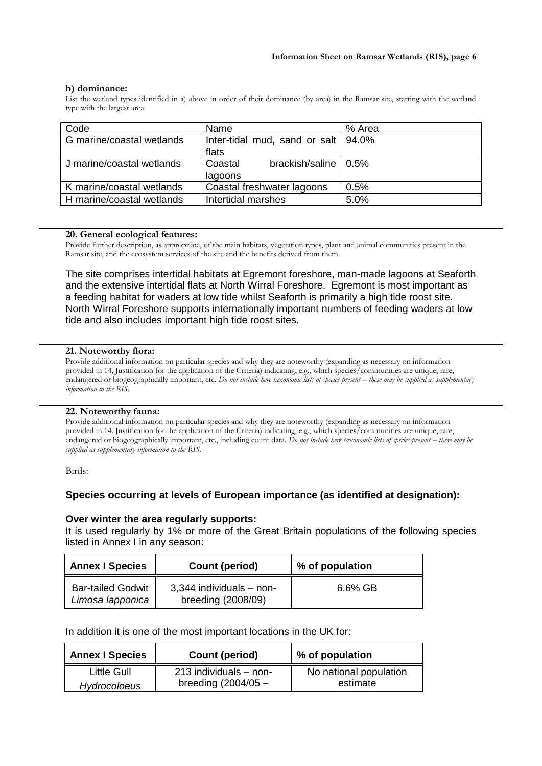**b) dominance:**

List the wetland types identified in a) above in order of their dominance (by area) in the Ramsar site, starting with the wetland type with the largest area.

| Code | Name | % Area |
|---|---|---|
| G marine/coastal wetlands | Inter-tidal mud, sand or salt flats | 94.0% |
| J marine/coastal wetlands | Coastal brackish/saline lagoons | 0.5% |
| K marine/coastal wetlands | Coastal freshwater lagoons | 0.5% |
| H marine/coastal wetlands | Intertidal marshes | 5.0% |

---

**20. General ecological features:**

Provide further description, as appropriate, of the main habitats, vegetation types, plant and animal communities present in the Ramsar site, and the ecosystem services of the site and the benefits derived from them.

The site comprises intertidal habitats at Egremont foreshore, man-made lagoons at Seaforth and the extensive intertidal flats at North Wirral Foreshore. Egremont is most important as a feeding habitat for waders at low tide whilst Seaforth is primarily a high tide roost site. North Wirral Foreshore supports internationally important numbers of feeding waders at low tide and also includes important high tide roost sites.

---

**21. Noteworthy flora:**

Provide additional information on particular species and why they are noteworthy (expanding as necessary on information provided in 14, Justification for the application of the Criteria) indicating, e.g., which species/communities are unique, rare, endangered or biogeographically important, etc. *Do not include here taxonomic lists of species present – these may be supplied as supplementary information to the RIS.*

---

**22. Noteworthy fauna:**

Provide additional information on particular species and why they are noteworthy (expanding as necessary on information provided in 14. Justification for the application of the Criteria) indicating, e.g., which species/communities are unique, rare, endangered or biogeographically important, etc., including count data. *Do not include here taxonomic lists of species present – these may be supplied as supplementary information to the RIS.*

Birds:

**Species occurring at levels of European importance (as identified at designation):**

**Over winter the area regularly supports:**

It is used regularly by 1% or more of the Great Britain populations of the following species listed in Annex I in any season:

| Annex I Species | Count (period) | % of population |
|---|---|---|
| Bar-tailed Godwit *Limosa lapponica* | 3,344 individuals – non-breeding (2008/09) | 6.6% GB |

In addition it is one of the most important locations in the UK for:

| Annex I Species | Count (period) | % of population |
|---|---|---|
| Little Gull *Hydrocoloeus* | 213 individuals – non-breeding (2004/05 – | No national population estimate |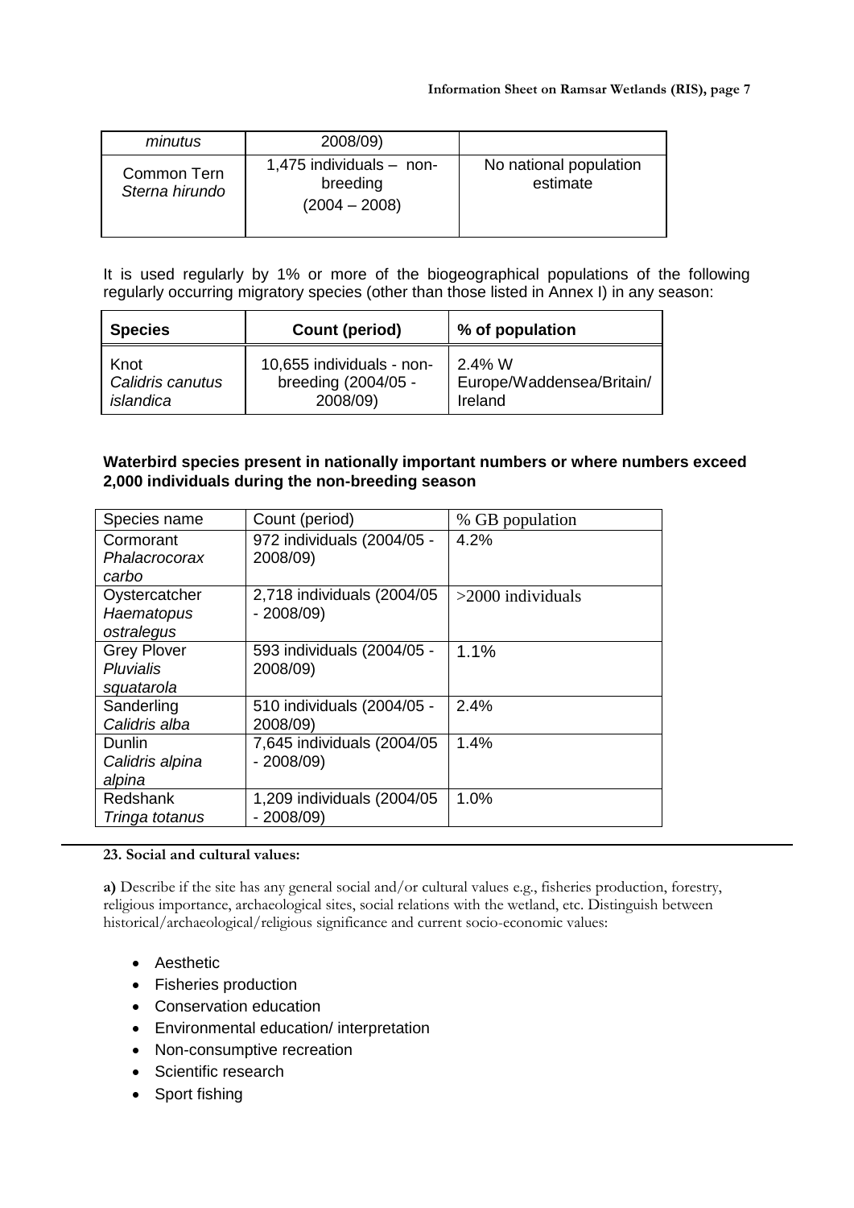| | | |
|---|---|---|
| *minutus* | 2008/09) | |
| Common Tern *Sterna hirundo* | 1,475 individuals – non-breeding (2004 – 2008) | No national population estimate |

It is used regularly by 1% or more of the biogeographical populations of the following regularly occurring migratory species (other than those listed in Annex I) in any season:

| Species | Count (period) | % of population |
|---|---|---|
| Knot *Calidris canutus islandica* | 10,655 individuals - non-breeding (2004/05 - 2008/09) | 2.4% W Europe/Waddensea/Britain/ Ireland |

**Waterbird species present in nationally important numbers or where numbers exceed 2,000 individuals during the non-breeding season**

| Species name | Count (period) | % GB population |
|---|---|---|
| Cormorant *Phalacrocorax carbo* | 972 individuals (2004/05 - 2008/09) | 4.2% |
| Oystercatcher *Haematopus ostralegus* | 2,718 individuals (2004/05 - 2008/09) | >2000 individuals |
| Grey Plover *Pluvialis squatarola* | 593 individuals (2004/05 - 2008/09) | 1.1% |
| Sanderling *Calidris alba* | 510 individuals (2004/05 - 2008/09) | 2.4% |
| Dunlin *Calidris alpina alpina* | 7,645 individuals (2004/05 - 2008/09) | 1.4% |
| Redshank *Tringa totanus* | 1,209 individuals (2004/05 - 2008/09) | 1.0% |

**23. Social and cultural values:**

**a)** Describe if the site has any general social and/or cultural values e.g., fisheries production, forestry, religious importance, archaeological sites, social relations with the wetland, etc. Distinguish between historical/archaeological/religious significance and current socio-economic values:

- Aesthetic
- Fisheries production
- Conservation education
- Environmental education/ interpretation
- Non-consumptive recreation
- Scientific research
- Sport fishing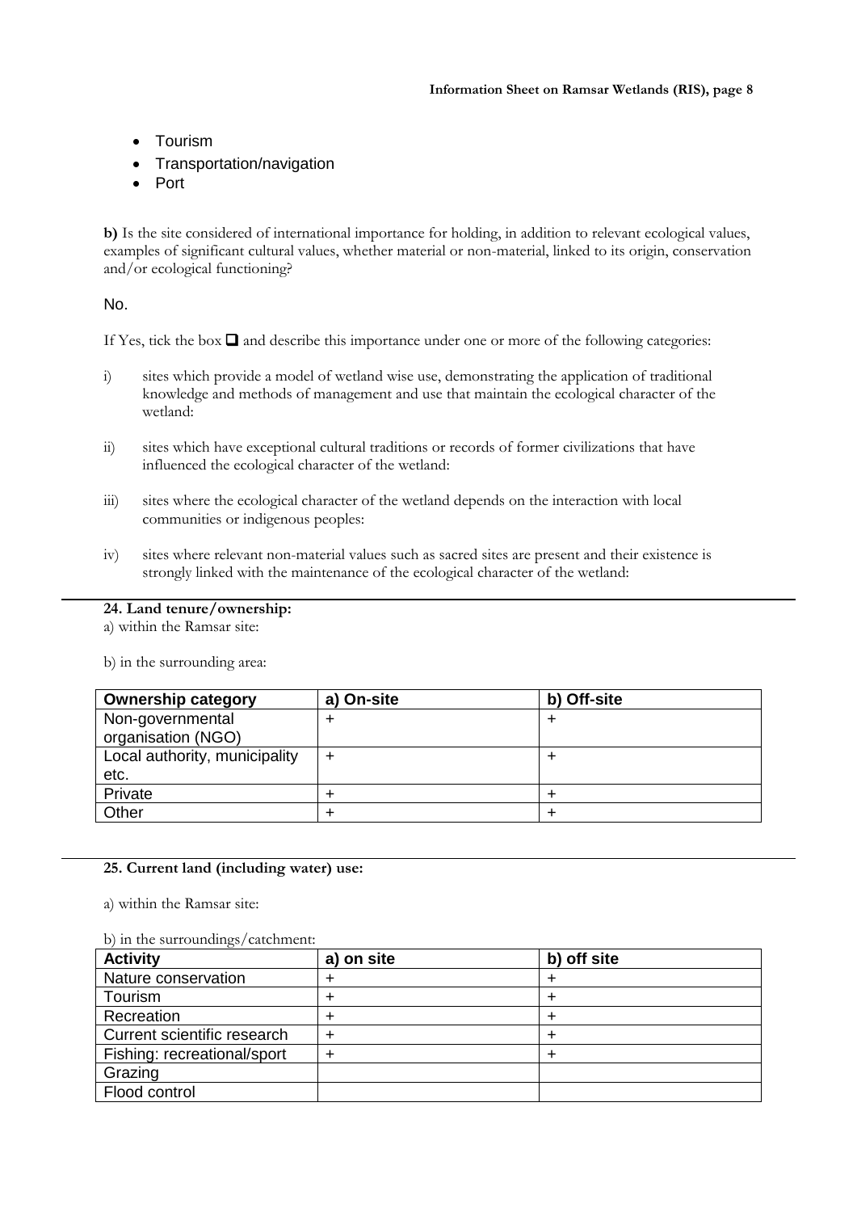- Tourism
- Transportation/navigation
- Port

**b)** Is the site considered of international importance for holding, in addition to relevant ecological values, examples of significant cultural values, whether material or non-material, linked to its origin, conservation and/or ecological functioning?

No.

If Yes, tick the box ❑ and describe this importance under one or more of the following categories:

i) sites which provide a model of wetland wise use, demonstrating the application of traditional knowledge and methods of management and use that maintain the ecological character of the wetland:

ii) sites which have exceptional cultural traditions or records of former civilizations that have influenced the ecological character of the wetland:

iii) sites where the ecological character of the wetland depends on the interaction with local communities or indigenous peoples:

iv) sites where relevant non-material values such as sacred sites are present and their existence is strongly linked with the maintenance of the ecological character of the wetland:

**24. Land tenure/ownership:**

a) within the Ramsar site:

b) in the surrounding area:

| Ownership category | a) On-site | b) Off-site |
|---|---|---|
| Non-governmental organisation (NGO) | + | + |
| Local authority, municipality etc. | + | + |
| Private | + | + |
| Other | + | + |

**25. Current land (including water) use:**

a) within the Ramsar site:

b) in the surroundings/catchment:

| Activity | a) on site | b) off site |
|---|---|---|
| Nature conservation | + | + |
| Tourism | + | + |
| Recreation | + | + |
| Current scientific research | + | + |
| Fishing: recreational/sport | + | + |
| Grazing | | |
| Flood control | | |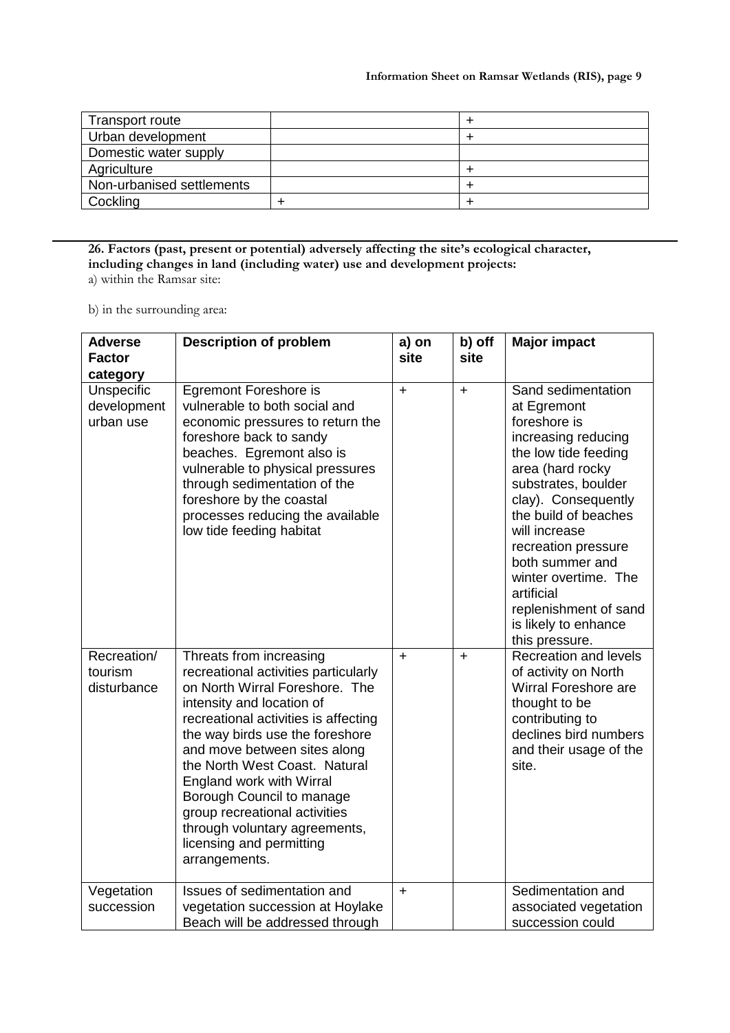| Transport route | | + |
|---|---|---|
| Urban development | | + |
| Domestic water supply | | |
| Agriculture | | + |
| Non-urbanised settlements | | + |
| Cockling | + | + |

**26. Factors (past, present or potential) adversely affecting the site's ecological character, including changes in land (including water) use and development projects:**

a) within the Ramsar site:

b) in the surrounding area:

| Adverse Factor category | Description of problem | a) on site | b) off site | Major impact |
|---|---|---|---|---|
| Unspecific development urban use | Egremont Foreshore is vulnerable to both social and economic pressures to return the foreshore back to sandy beaches. Egremont also is vulnerable to physical pressures through sedimentation of the foreshore by the coastal processes reducing the available low tide feeding habitat | + | + | Sand sedimentation at Egremont foreshore is increasing reducing the low tide feeding area (hard rocky substrates, boulder clay). Consequently the build of beaches will increase recreation pressure both summer and winter overtime. The artificial replenishment of sand is likely to enhance this pressure. |
| Recreation/ tourism disturbance | Threats from increasing recreational activities particularly on North Wirral Foreshore. The intensity and location of recreational activities is affecting the way birds use the foreshore and move between sites along the North West Coast. Natural England work with Wirral Borough Council to manage group recreational activities through voluntary agreements, licensing and permitting arrangements. | + | + | Recreation and levels of activity on North Wirral Foreshore are thought to be contributing to declines bird numbers and their usage of the site. |
| Vegetation succession | Issues of sedimentation and vegetation succession at Hoylake Beach will be addressed through | + | | Sedimentation and associated vegetation succession could |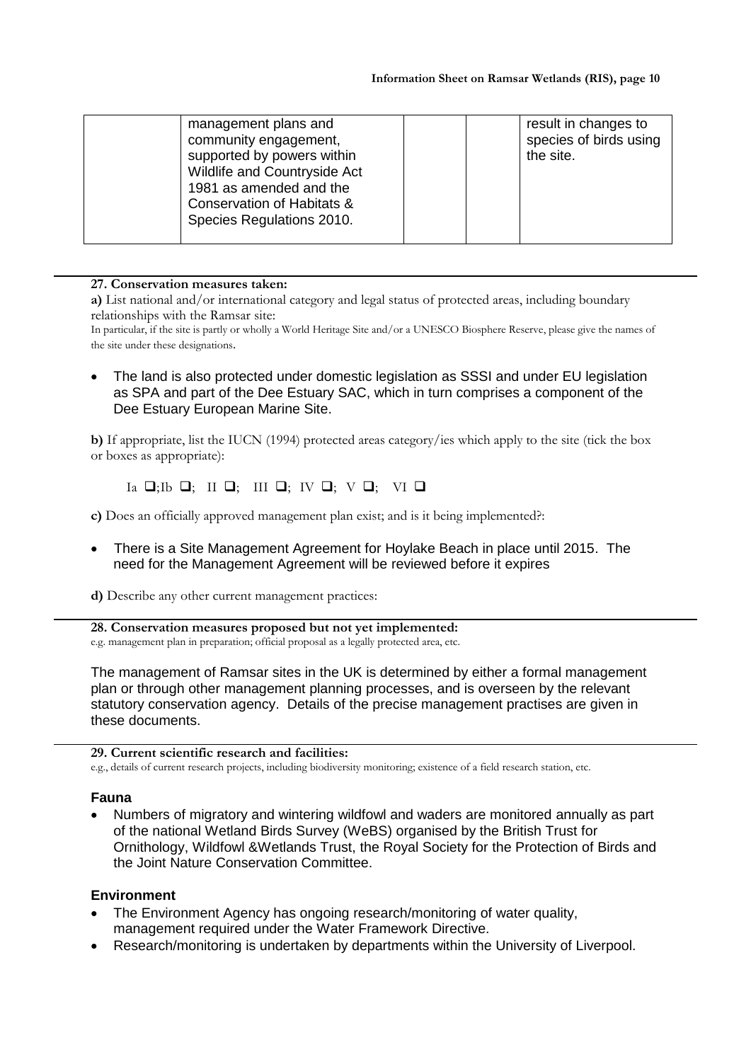|  | management plans and community engagement, supported by powers within Wildlife and Countryside Act 1981 as amended and the Conservation of Habitats & Species Regulations 2010. |  |  | result in changes to species of birds using the site. |
|---|---|---|---|---|

**27. Conservation measures taken:**

**a)** List national and/or international category and legal status of protected areas, including boundary relationships with the Ramsar site:

In particular, if the site is partly or wholly a World Heritage Site and/or a UNESCO Biosphere Reserve, please give the names of the site under these designations.

- The land is also protected under domestic legislation as SSSI and under EU legislation as SPA and part of the Dee Estuary SAC, which in turn comprises a component of the Dee Estuary European Marine Site.

**b)** If appropriate, list the IUCN (1994) protected areas category/ies which apply to the site (tick the box or boxes as appropriate):

Ia ❑;Ib ❑; II ❑; III ❑; IV ❑; V ❑; VI ❑

**c)** Does an officially approved management plan exist; and is it being implemented?:

- There is a Site Management Agreement for Hoylake Beach in place until 2015. The need for the Management Agreement will be reviewed before it expires

**d)** Describe any other current management practices:

**28. Conservation measures proposed but not yet implemented:**

e.g. management plan in preparation; official proposal as a legally protected area, etc.

The management of Ramsar sites in the UK is determined by either a formal management plan or through other management planning processes, and is overseen by the relevant statutory conservation agency. Details of the precise management practises are given in these documents.

**29. Current scientific research and facilities:**

e.g., details of current research projects, including biodiversity monitoring; existence of a field research station, etc.

### Fauna

- Numbers of migratory and wintering wildfowl and waders are monitored annually as part of the national Wetland Birds Survey (WeBS) organised by the British Trust for Ornithology, Wildfowl &Wetlands Trust, the Royal Society for the Protection of Birds and the Joint Nature Conservation Committee.

### Environment

- The Environment Agency has ongoing research/monitoring of water quality, management required under the Water Framework Directive.
- Research/monitoring is undertaken by departments within the University of Liverpool.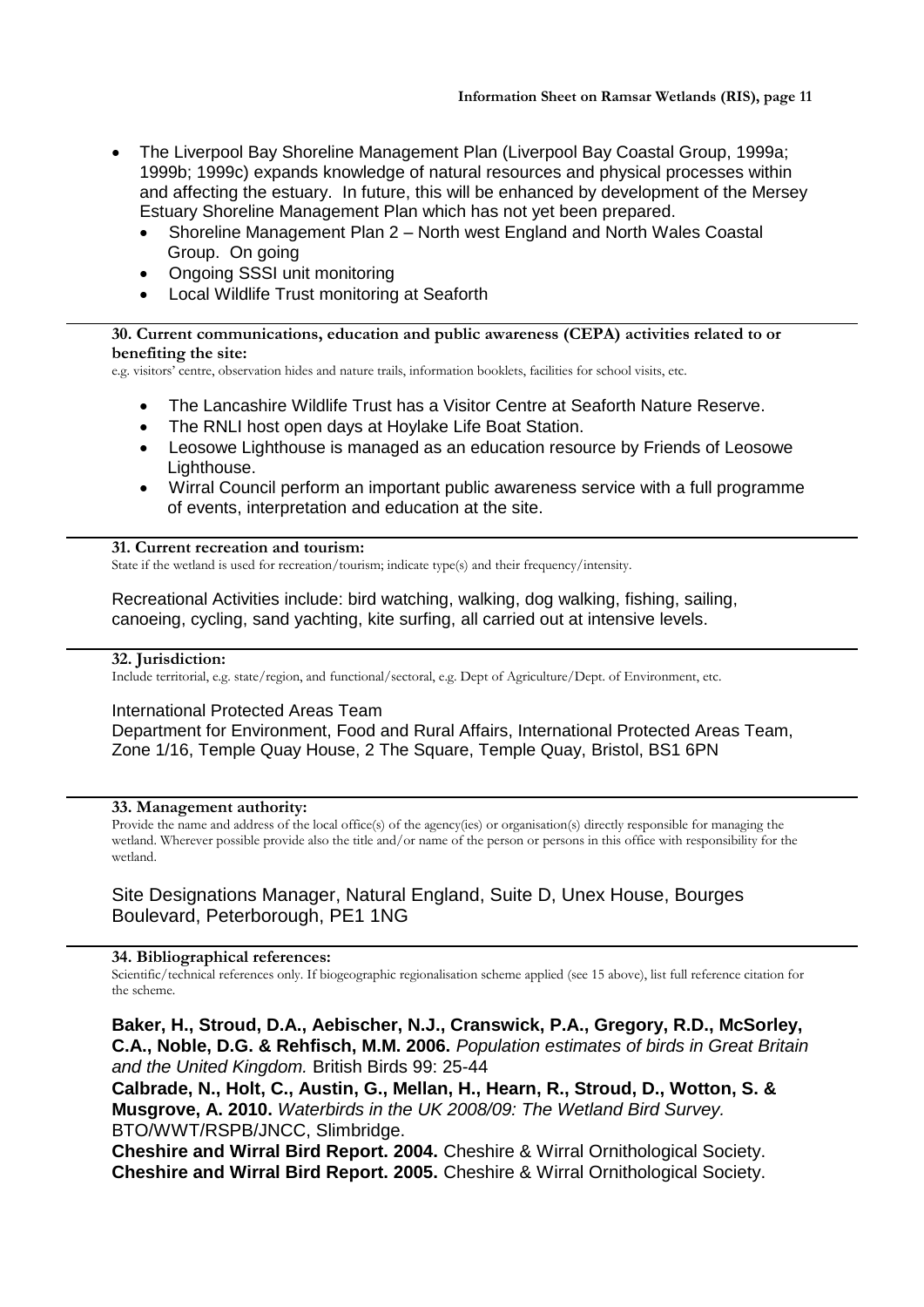- The Liverpool Bay Shoreline Management Plan (Liverpool Bay Coastal Group, 1999a; 1999b; 1999c) expands knowledge of natural resources and physical processes within and affecting the estuary. In future, this will be enhanced by development of the Mersey Estuary Shoreline Management Plan which has not yet been prepared.
  - Shoreline Management Plan 2 – North west England and North Wales Coastal Group. On going
  - Ongoing SSSI unit monitoring
  - Local Wildlife Trust monitoring at Seaforth

**30. Current communications, education and public awareness (CEPA) activities related to or benefiting the site:**

e.g. visitors' centre, observation hides and nature trails, information booklets, facilities for school visits, etc.

- The Lancashire Wildlife Trust has a Visitor Centre at Seaforth Nature Reserve.
- The RNLI host open days at Hoylake Life Boat Station.
- Leosowe Lighthouse is managed as an education resource by Friends of Leosowe Lighthouse.
- Wirral Council perform an important public awareness service with a full programme of events, interpretation and education at the site.

**31. Current recreation and tourism:**

State if the wetland is used for recreation/tourism; indicate type(s) and their frequency/intensity.

Recreational Activities include: bird watching, walking, dog walking, fishing, sailing, canoeing, cycling, sand yachting, kite surfing, all carried out at intensive levels.

**32. Jurisdiction:**

Include territorial, e.g. state/region, and functional/sectoral, e.g. Dept of Agriculture/Dept. of Environment, etc.

International Protected Areas Team
Department for Environment, Food and Rural Affairs, International Protected Areas Team, Zone 1/16, Temple Quay House, 2 The Square, Temple Quay, Bristol, BS1 6PN

**33. Management authority:**

Provide the name and address of the local office(s) of the agency(ies) or organisation(s) directly responsible for managing the wetland. Wherever possible provide also the title and/or name of the person or persons in this office with responsibility for the wetland.

Site Designations Manager, Natural England, Suite D, Unex House, Bourges Boulevard, Peterborough, PE1 1NG

**34. Bibliographical references:**

Scientific/technical references only. If biogeographic regionalisation scheme applied (see 15 above), list full reference citation for the scheme.

**Baker, H., Stroud, D.A., Aebischer, N.J., Cranswick, P.A., Gregory, R.D., McSorley, C.A., Noble, D.G. & Rehfisch, M.M. 2006.** *Population estimates of birds in Great Britain and the United Kingdom.* British Birds 99: 25-44

**Calbrade, N., Holt, C., Austin, G., Mellan, H., Hearn, R., Stroud, D., Wotton, S. & Musgrove, A. 2010.** *Waterbirds in the UK 2008/09: The Wetland Bird Survey.* BTO/WWT/RSPB/JNCC, Slimbridge.

**Cheshire and Wirral Bird Report. 2004.** Cheshire & Wirral Ornithological Society.

**Cheshire and Wirral Bird Report. 2005.** Cheshire & Wirral Ornithological Society.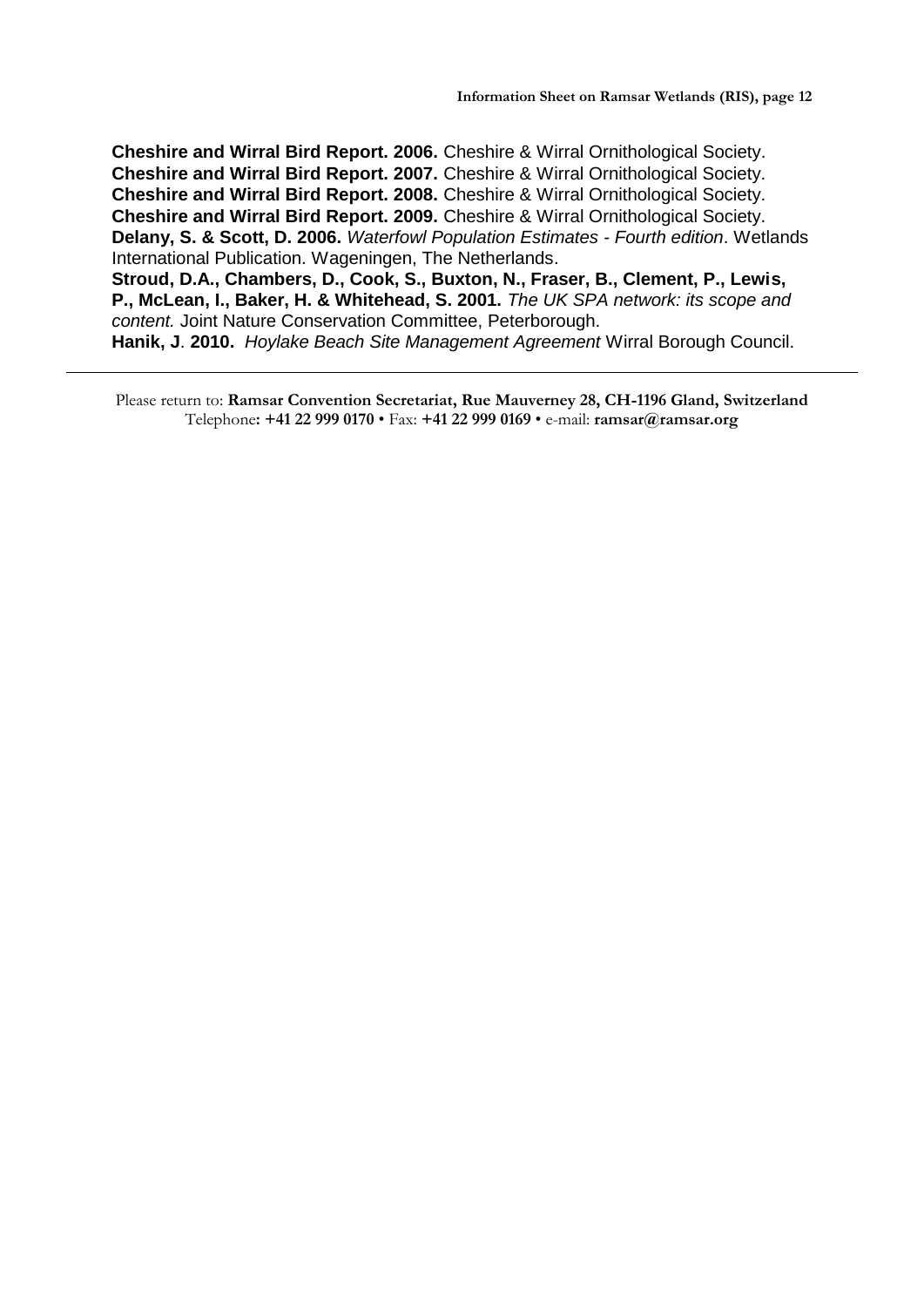**Cheshire and Wirral Bird Report. 2006.** Cheshire & Wirral Ornithological Society.
**Cheshire and Wirral Bird Report. 2007.** Cheshire & Wirral Ornithological Society.
**Cheshire and Wirral Bird Report. 2008.** Cheshire & Wirral Ornithological Society.
**Cheshire and Wirral Bird Report. 2009.** Cheshire & Wirral Ornithological Society.
**Delany, S. & Scott, D. 2006.** *Waterfowl Population Estimates - Fourth edition*. Wetlands International Publication. Wageningen, The Netherlands.
**Stroud, D.A., Chambers, D., Cook, S., Buxton, N., Fraser, B., Clement, P., Lewis, P., McLean, I., Baker, H. & Whitehead, S. 2001.** *The UK SPA network: its scope and content.* Joint Nature Conservation Committee, Peterborough.
**Hanik, J**. **2010.** *Hoylake Beach Site Management Agreement* Wirral Borough Council.

---

Please return to: **Ramsar Convention Secretariat, Rue Mauverney 28, CH-1196 Gland, Switzerland**
Telephone**: +41 22 999 0170** • Fax: **+41 22 999 0169** • e-mail: **ramsar@ramsar.org**